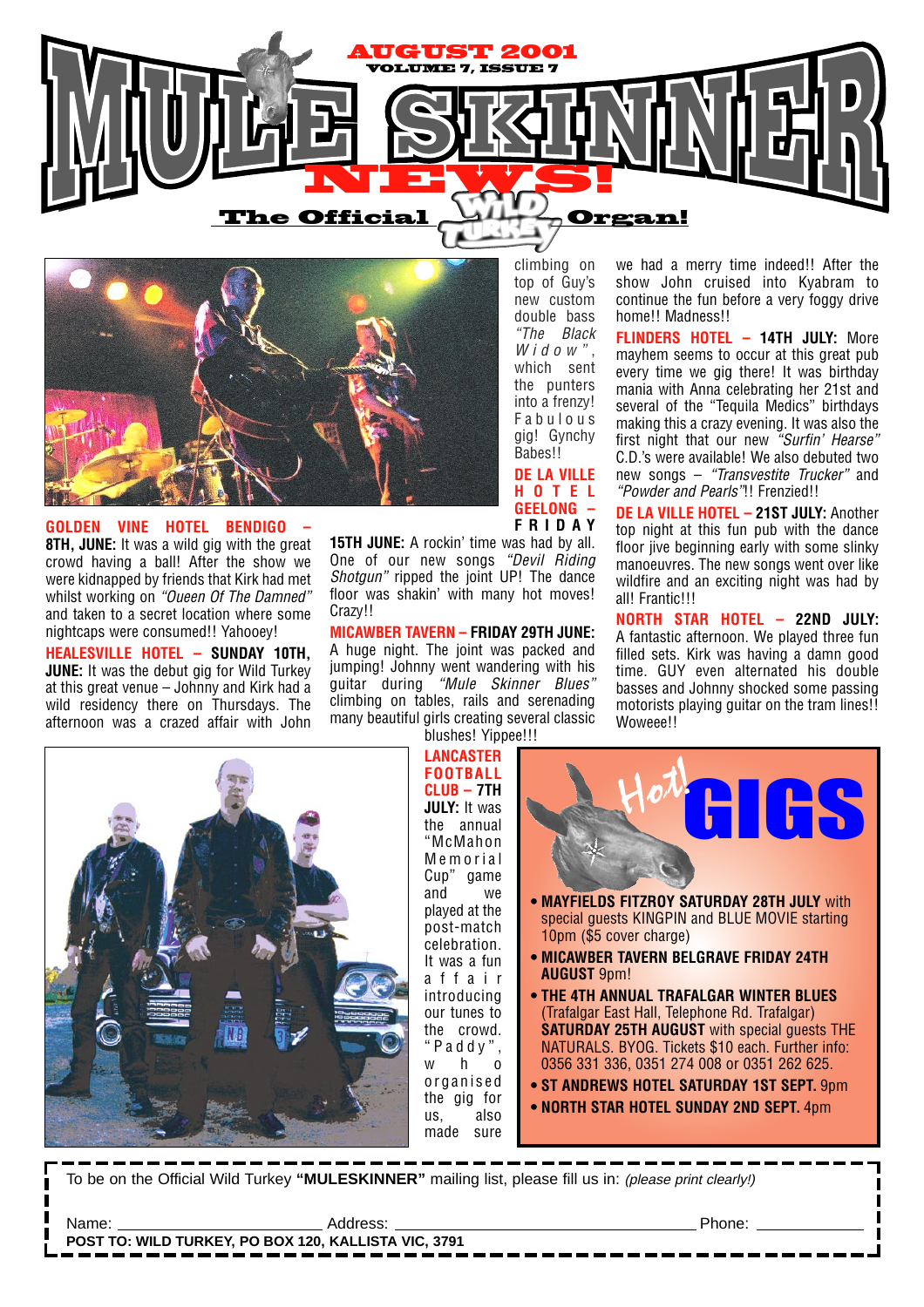# MULE SKINNER NEWS!

**AUGUST 2001**
**VOLUME 7, ISSUE 7**

**The Official WILD TURKEY Organ!**

**GOLDEN VINE HOTEL BENDIGO – 8TH, JUNE:** It was a wild gig with the great crowd having a ball! After the show we were kidnapped by friends that Kirk had met whilst working on *"Oueen Of The Damned"* and taken to a secret location where some nightcaps were consumed!! Yahooey!

**HEALESVILLE HOTEL – SUNDAY 10TH, JUNE:** It was the debut gig for Wild Turkey at this great venue – Johnny and Kirk had a wild residency there on Thursdays. The afternoon was a crazed affair with John climbing on top of Guy's new custom double bass *"The Black Widow"*, which sent the punters into a frenzy! Fabulous gig! Gynchy Babes!!

**DE LA VILLE HOTEL GEELONG – FRIDAY 15TH JUNE:** A rockin' time was had by all. One of our new songs *"Devil Riding Shotgun"* ripped the joint UP! The dance floor was shakin' with many hot moves! Crazy!!

**MICAWBER TAVERN – FRIDAY 29TH JUNE:** A huge night. The joint was packed and jumping! Johnny went wandering with his guitar during *"Mule Skinner Blues"* climbing on tables, rails and serenading many beautiful girls creating several classic blushes! Yippee!!!

**LANCASTER FOOTBALL CLUB – 7TH JULY:** It was the annual "McMahon Memorial Cup" game and we played at the post-match celebration. It was a fun affair introducing our tunes to the crowd. "Paddy", who organised the gig for us, also made sure we had a merry time indeed!! After the show John cruised into Kyabram to continue the fun before a very foggy drive home!! Madness!!

**FLINDERS HOTEL – 14TH JULY:** More mayhem seems to occur at this great pub every time we gig there! It was birthday mania with Anna celebrating her 21st and several of the "Tequila Medics" birthdays making this a crazy evening. It was also the first night that our new *"Surfin' Hearse"* C.D.'s were available! We also debuted two new songs – *"Transvestite Trucker"* and *"Powder and Pearls"*!! Frenzied!!

**DE LA VILLE HOTEL – 21ST JULY:** Another top night at this fun pub with the dance floor jive beginning early with some slinky manoeuvres. The new songs went over like wildfire and an exciting night was had by all! Frantic!!!

**NORTH STAR HOTEL – 22ND JULY:** A fantastic afternoon. We played three fun filled sets. Kirk was having a damn good time. GUY even alternated his double basses and Johnny shocked some passing motorists playing guitar on the tram lines!! Woweee!!

## Hot! GIGS

- **MAYFIELDS FITZROY SATURDAY 28TH JULY** with special guests KINGPIN and BLUE MOVIE starting 10pm ($5 cover charge)
- **MICAWBER TAVERN BELGRAVE FRIDAY 24TH AUGUST** 9pm!
- **THE 4TH ANNUAL TRAFALGAR WINTER BLUES** (Trafalgar East Hall, Telephone Rd. Trafalgar) **SATURDAY 25TH AUGUST** with special guests THE NATURALS. BYOG. Tickets $10 each. Further info: 0356 331 336, 0351 274 008 or 0351 262 625.
- **ST ANDREWS HOTEL SATURDAY 1ST SEPT.** 9pm
- **NORTH STAR HOTEL SUNDAY 2ND SEPT.** 4pm

---

To be on the Official Wild Turkey **"MULESKINNER"** mailing list, please fill us in: *(please print clearly!)*

Name: ____________________ Address: ______________________________ Phone: __________

**POST TO: WILD TURKEY, PO BOX 120, KALLISTA VIC, 3791**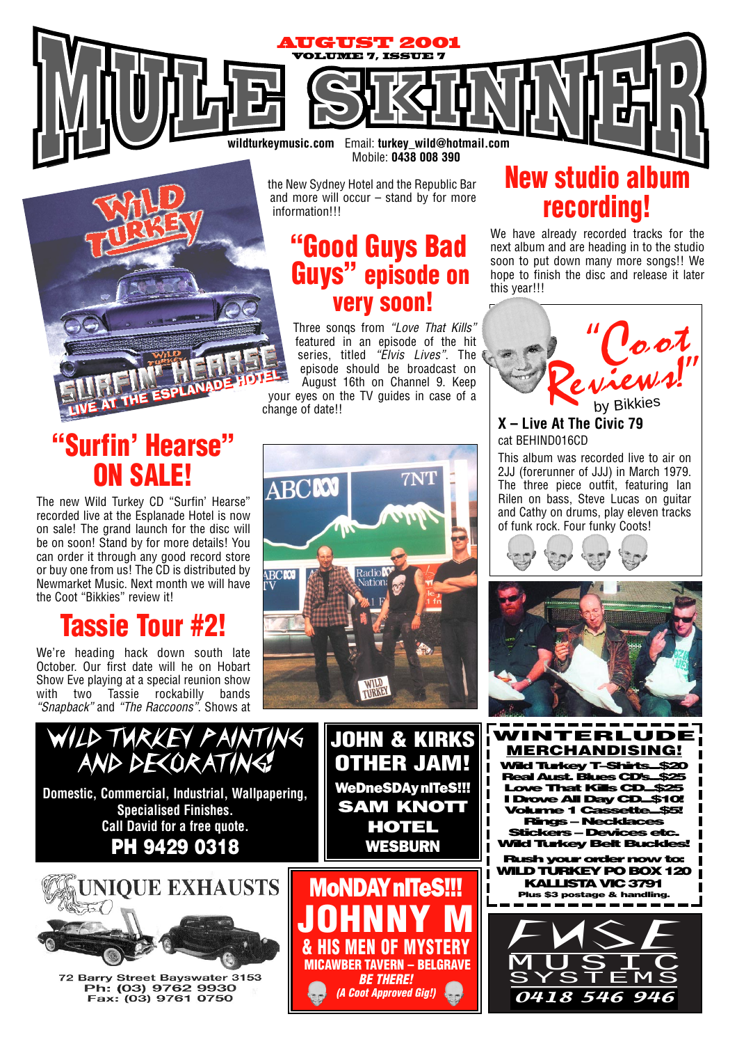# MULE SKINNER

AUGUST 2001
VOLUME 7, ISSUE 7

**wildturkeymusic.com** Email: **turkey_wild@hotmail.com**
Mobile: **0438 008 390**

## "Surfin' Hearse" ON SALE!

The new Wild Turkey CD "Surfin' Hearse" recorded live at the Esplanade Hotel is now on sale! The grand launch for the disc will be on soon! Stand by for more details! You can order it through any good record store or buy one from us! The CD is distributed by Newmarket Music. Next month we will have the Coot "Bikkies" review it!

## Tassie Tour #2!

We're heading hack down south late October. Our first date will he on Hobart Show Eve playing at a special reunion show with two Tassie rockabilly bands *"Snapback"* and *"The Raccoons"*. Shows at the New Sydney Hotel and the Republic Bar and more will occur – stand by for more information!!!

## "Good Guys Bad Guys" episode on very soon!

Three songs from *"Love That Kills"* featured in an episode of the hit series, titled *"Elvis Lives"*. The episode should be broadcast on August 16th on Channel 9. Keep your eyes on the TV guides in case of a change of date!!

## New studio album recording!

We have already recorded tracks for the next album and are heading in to the studio soon to put down many more songs!! We hope to finish the disc and release it later this year!!!

## "Coot Reviews!" by Bikkies

**X – Live At The Civic 79**
cat BEHIND016CD

This album was recorded live to air on 2JJ (forerunner of JJJ) in March 1979. The three piece outfit, featuring Ian Rilen on bass, Steve Lucas on guitar and Cathy on drums, play eleven tracks of funk rock. Four funky Coots!

---

**WILD TURKEY PAINTING AND DECORATING!**

Domestic, Commercial, Industrial, Wallpapering, Specialised Finishes.
Call David for a free quote.
**PH 9429 0318**

---

**JOHN & KIRKS OTHER JAM!**
WeDneSDAy nITeS!!!
SAM KNOTT HOTEL
WESBURN

---

**WINTERLUDE MERCHANDISING!**

- Wild Turkey T-Shirts...$20
- Real Aust. Blues CD's...$25
- Love That Kills CD...$25
- I Drove All Day CD...$10!
- Volume 1 Cassette...$5!
- Rings – Necklaces
- Stickers – Devices etc.
- Wild Turkey Belt Buckles!

Rush your order now to:
**WILD TURKEY PO BOX 120 KALLISTA VIC 3791**
Plus $3 postage & handling.

---

**UNIQUE EXHAUSTS**
72 Barry Street Bayswater 3153
Ph: (03) 9762 9930
Fax: (03) 9761 0750

---

**MoNDAY nITeS!!!**
**JOHNNY M & HIS MEN OF MYSTERY**
MICAWBER TAVERN – BELGRAVE
*BE THERE!*
*(A Coot Approved Gig!)*

---

**FUSE MUSIC SYSTEMS**
0418 546 946